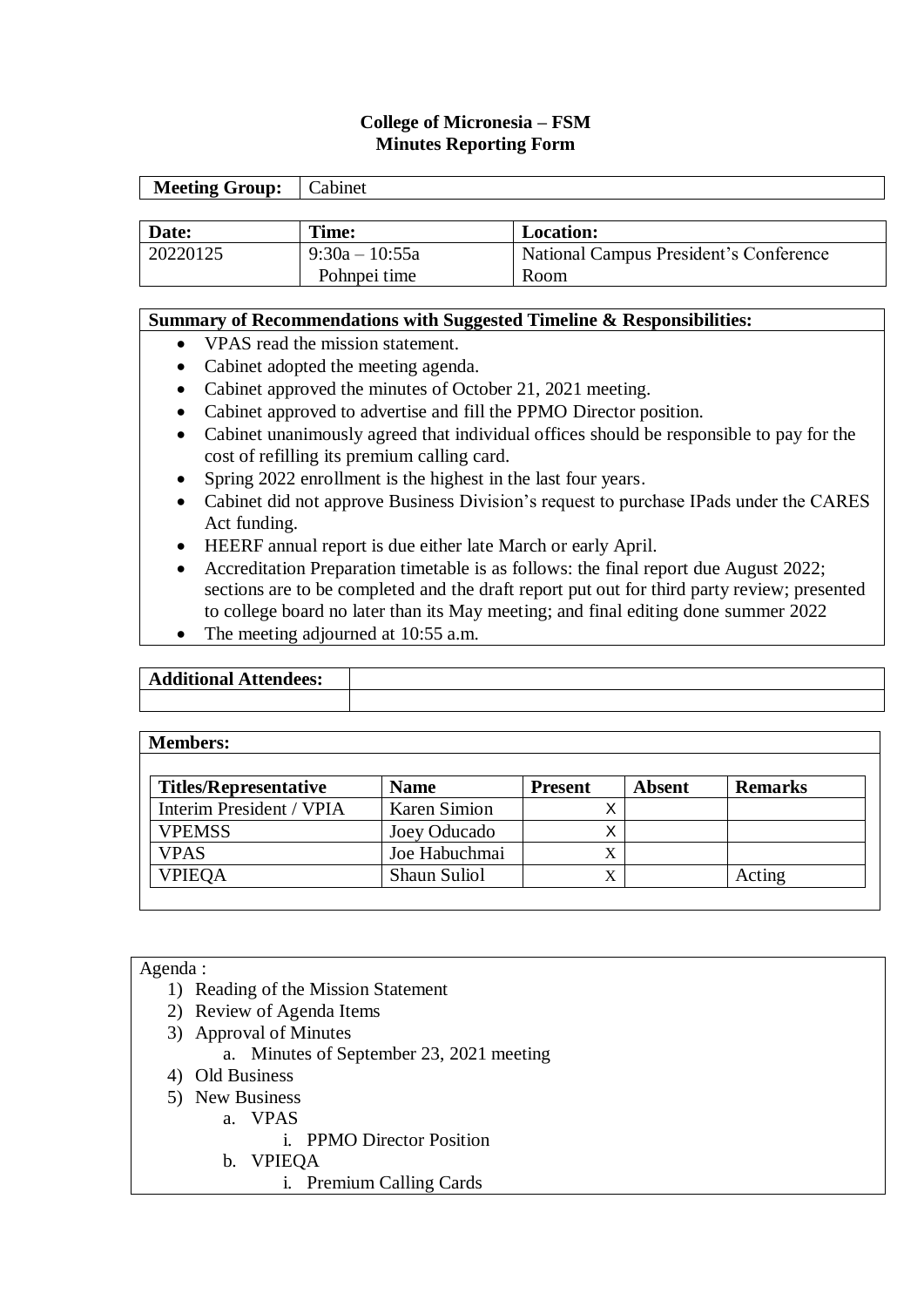# College of Micronesia – FSM
## Minutes Reporting Form

| **Meeting Group:** | Cabinet |
|---|---|

| **Date:** | **Time:** | **Location:** |
|---|---|---|
| 20220125 | 9:30a – 10:55a Pohnpei time | National Campus President's Conference Room |

**Summary of Recommendations with Suggested Timeline & Responsibilities:**

- VPAS read the mission statement.
- Cabinet adopted the meeting agenda.
- Cabinet approved the minutes of October 21, 2021 meeting.
- Cabinet approved to advertise and fill the PPMO Director position.
- Cabinet unanimously agreed that individual offices should be responsible to pay for the cost of refilling its premium calling card.
- Spring 2022 enrollment is the highest in the last four years.
- Cabinet did not approve Business Division's request to purchase IPads under the CARES Act funding.
- HEERF annual report is due either late March or early April.
- Accreditation Preparation timetable is as follows: the final report due August 2022; sections are to be completed and the draft report put out for third party review; presented to college board no later than its May meeting; and final editing done summer 2022
- The meeting adjourned at 10:55 a.m.

| **Additional Attendees:** | |
|---|---|
| | |

**Members:**

| **Titles/Representative** | **Name** | **Present** | **Absent** | **Remarks** |
|---|---|---|---|---|
| Interim President / VPIA | Karen Simion | X | | |
| VPEMSS | Joey Oducado | X | | |
| VPAS | Joe Habuchmai | X | | |
| VPIEQA | Shaun Suliol | X | | Acting |

Agenda :

1) Reading of the Mission Statement
2) Review of Agenda Items
3) Approval of Minutes
    a. Minutes of September 23, 2021 meeting
4) Old Business
5) New Business
    a. VPAS
        i. PPMO Director Position
    b. VPIEQA
        i. Premium Calling Cards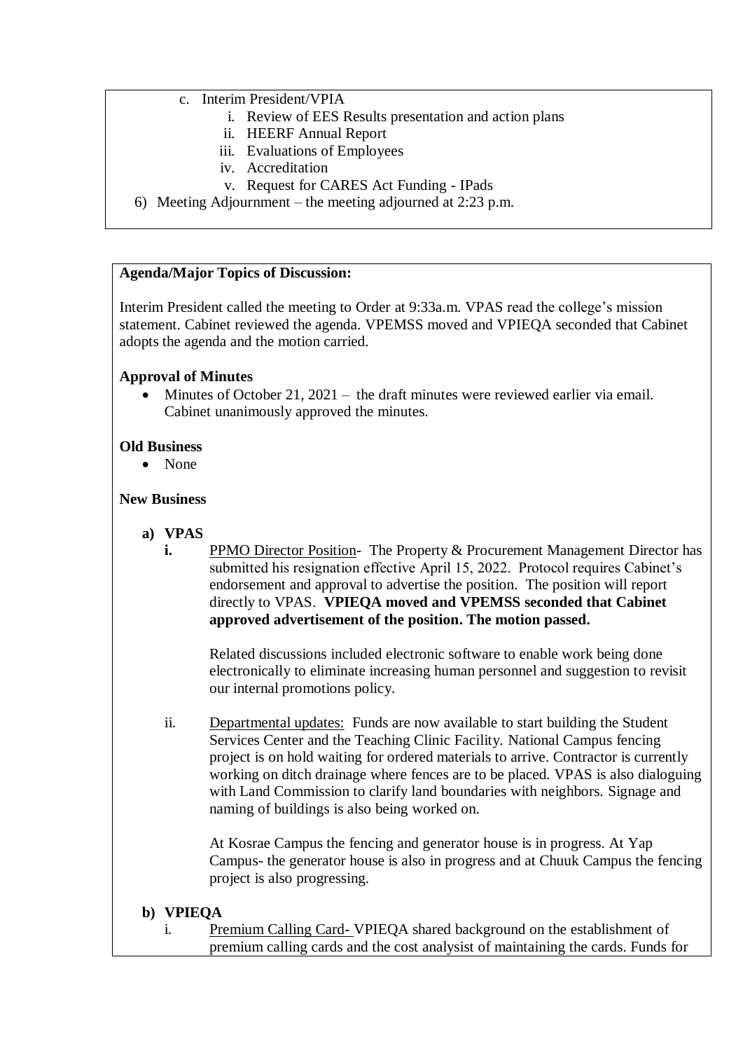c. Interim President/VPIA
   i. Review of EES Results presentation and action plans
   ii. HEERF Annual Report
   iii. Evaluations of Employees
   iv. Accreditation
   v. Request for CARES Act Funding - IPads

6) Meeting Adjournment – the meeting adjourned at 2:23 p.m.

**Agenda/Major Topics of Discussion:**

Interim President called the meeting to Order at 9:33a.m. VPAS read the college's mission statement. Cabinet reviewed the agenda. VPEMSS moved and VPIEQA seconded that Cabinet adopts the agenda and the motion carried.

**Approval of Minutes**

- Minutes of October 21, 2021 – the draft minutes were reviewed earlier via email. Cabinet unanimously approved the minutes.

**Old Business**

- None

**New Business**

**a) VPAS**

**i.** PPMO Director Position- The Property & Procurement Management Director has submitted his resignation effective April 15, 2022. Protocol requires Cabinet's endorsement and approval to advertise the position. The position will report directly to VPAS. **VPIEQA moved and VPEMSS seconded that Cabinet approved advertisement of the position. The motion passed.**

Related discussions included electronic software to enable work being done electronically to eliminate increasing human personnel and suggestion to revisit our internal promotions policy.

ii. Departmental updates: Funds are now available to start building the Student Services Center and the Teaching Clinic Facility. National Campus fencing project is on hold waiting for ordered materials to arrive. Contractor is currently working on ditch drainage where fences are to be placed. VPAS is also dialoguing with Land Commission to clarify land boundaries with neighbors. Signage and naming of buildings is also being worked on.

At Kosrae Campus the fencing and generator house is in progress. At Yap Campus- the generator house is also in progress and at Chuuk Campus the fencing project is also progressing.

**b) VPIEQA**

i. Premium Calling Card- VPIEQA shared background on the establishment of premium calling cards and the cost analysist of maintaining the cards. Funds for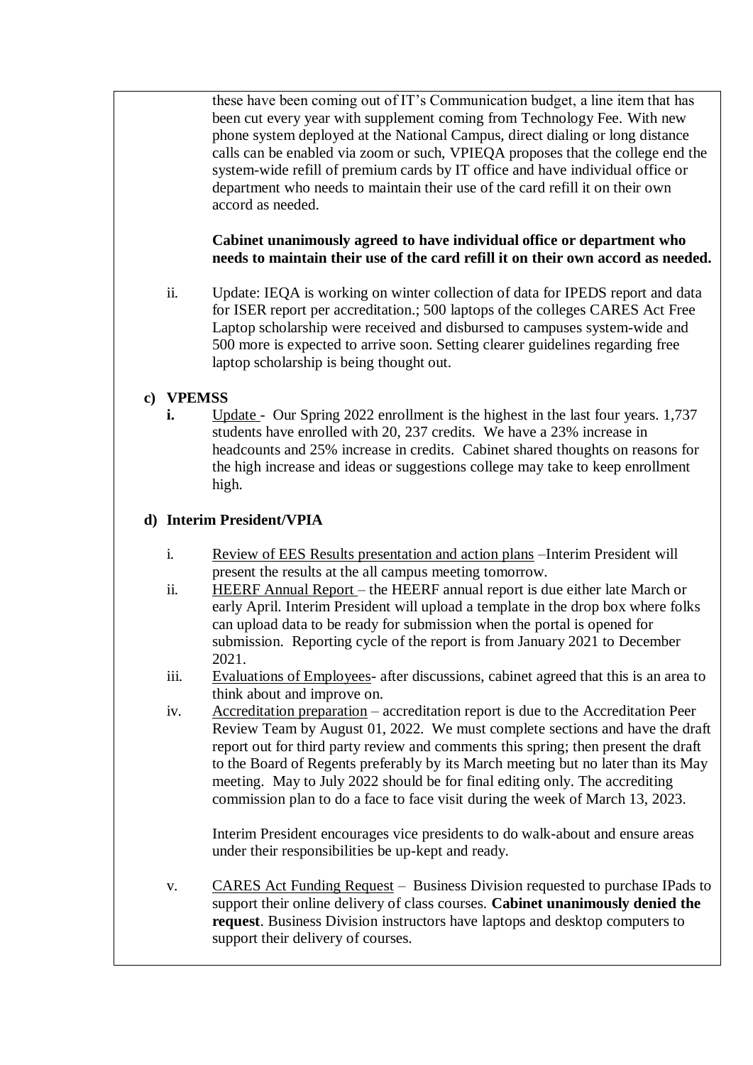these have been coming out of IT's Communication budget, a line item that has been cut every year with supplement coming from Technology Fee. With new phone system deployed at the National Campus, direct dialing or long distance calls can be enabled via zoom or such, VPIEQA proposes that the college end the system-wide refill of premium cards by IT office and have individual office or department who needs to maintain their use of the card refill it on their own accord as needed.

**Cabinet unanimously agreed to have individual office or department who needs to maintain their use of the card refill it on their own accord as needed.**

ii. Update: IEQA is working on winter collection of data for IPEDS report and data for ISER report per accreditation.; 500 laptops of the colleges CARES Act Free Laptop scholarship were received and disbursed to campuses system-wide and 500 more is expected to arrive soon. Setting clearer guidelines regarding free laptop scholarship is being thought out.

**c) VPEMSS**

**i.** Update - Our Spring 2022 enrollment is the highest in the last four years. 1,737 students have enrolled with 20, 237 credits. We have a 23% increase in headcounts and 25% increase in credits. Cabinet shared thoughts on reasons for the high increase and ideas or suggestions college may take to keep enrollment high.

**d) Interim President/VPIA**

i. Review of EES Results presentation and action plans –Interim President will present the results at the all campus meeting tomorrow.

ii. HEERF Annual Report – the HEERF annual report is due either late March or early April. Interim President will upload a template in the drop box where folks can upload data to be ready for submission when the portal is opened for submission. Reporting cycle of the report is from January 2021 to December 2021.

iii. Evaluations of Employees- after discussions, cabinet agreed that this is an area to think about and improve on.

iv. Accreditation preparation – accreditation report is due to the Accreditation Peer Review Team by August 01, 2022. We must complete sections and have the draft report out for third party review and comments this spring; then present the draft to the Board of Regents preferably by its March meeting but no later than its May meeting. May to July 2022 should be for final editing only. The accrediting commission plan to do a face to face visit during the week of March 13, 2023.

Interim President encourages vice presidents to do walk-about and ensure areas under their responsibilities be up-kept and ready.

v. CARES Act Funding Request – Business Division requested to purchase IPads to support their online delivery of class courses. **Cabinet unanimously denied the request**. Business Division instructors have laptops and desktop computers to support their delivery of courses.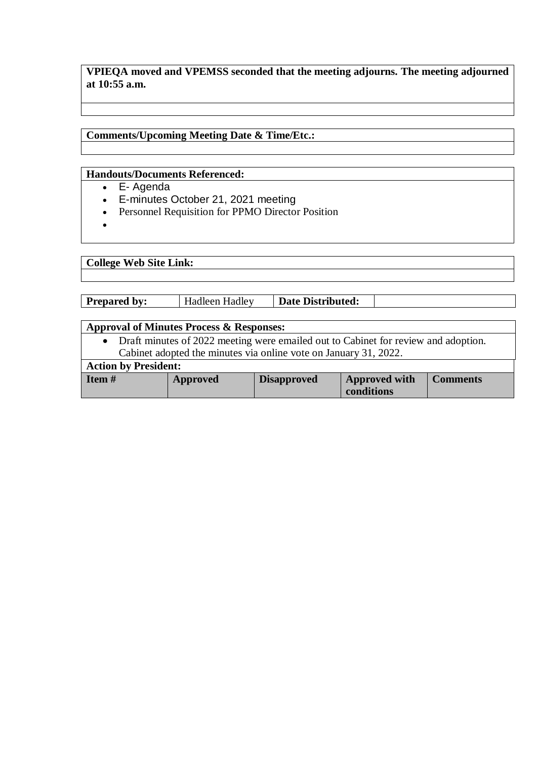**VPIEQA moved and VPEMSS seconded that the meeting adjourns. The meeting adjourned at 10:55 a.m.**

**Comments/Upcoming Meeting Date & Time/Etc.:**

**Handouts/Documents Referenced:**

- E- Agenda
- E-minutes October 21, 2021 meeting
- Personnel Requisition for PPMO Director Position

**College Web Site Link:**

| **Prepared by:** | Hadleen Hadley | **Date Distributed:** | |
|---|---|---|---|

**Approval of Minutes Process & Responses:**

- Draft minutes of 2022 meeting were emailed out to Cabinet for review and adoption. Cabinet adopted the minutes via online vote on January 31, 2022.

**Action by President:**

| **Item #** | **Approved** | **Disapproved** | **Approved with conditions** | **Comments** |
|---|---|---|---|---|